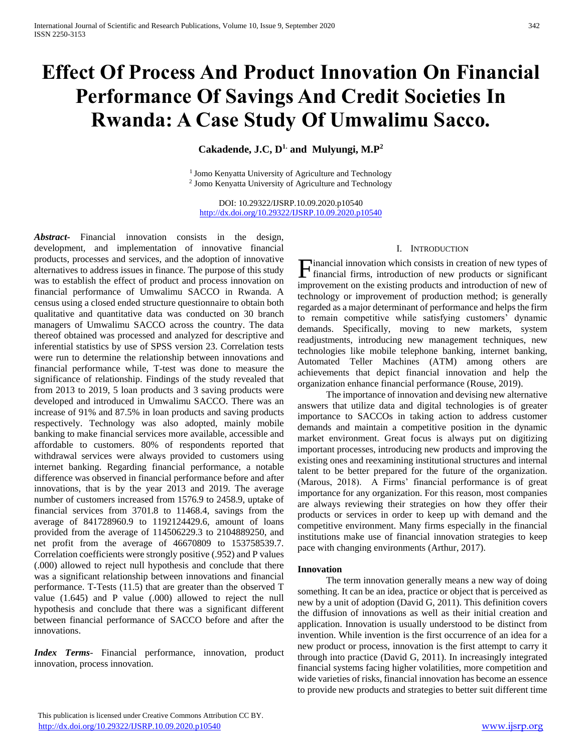# Effect Of Process And Product Innovation On Financial Performance Of Savings And Credit Societies In Rwanda: A Case Study Of Umwalimu Sacco.

**Cakadende, J.C, D[1] and Mulyungi, M.P[2]**

[1] Jomo Kenyatta University of Agriculture and Technology
[2] Jomo Kenyatta University of Agriculture and Technology

DOI: 10.29322/IJSRP.10.09.2020.p10540
http://dx.doi.org/10.29322/IJSRP.10.09.2020.p10540

***Abstract*-** Financial innovation consists in the design, development, and implementation of innovative financial products, processes and services, and the adoption of innovative alternatives to address issues in finance. The purpose of this study was to establish the effect of product and process innovation on financial performance of Umwalimu SACCO in Rwanda. A census using a closed ended structure questionnaire to obtain both qualitative and quantitative data was conducted on 30 branch managers of Umwalimu SACCO across the country. The data thereof obtained was processed and analyzed for descriptive and inferential statistics by use of SPSS version 23. Correlation tests were run to determine the relationship between innovations and financial performance while, T-test was done to measure the significance of relationship. Findings of the study revealed that from 2013 to 2019, 5 loan products and 3 saving products were developed and introduced in Umwalimu SACCO. There was an increase of 91% and 87.5% in loan products and saving products respectively. Technology was also adopted, mainly mobile banking to make financial services more available, accessible and affordable to customers. 80% of respondents reported that withdrawal services were always provided to customers using internet banking. Regarding financial performance, a notable difference was observed in financial performance before and after innovations, that is by the year 2013 and 2019. The average number of customers increased from 1576.9 to 2458.9, uptake of financial services from 3701.8 to 11468.4, savings from the average of 841728960.9 to 1192124429.6, amount of loans provided from the average of 114506229.3 to 2104889250, and net profit from the average of 46670809 to 153758539.7. Correlation coefficients were strongly positive (.952) and P values (.000) allowed to reject null hypothesis and conclude that there was a significant relationship between innovations and financial performance. T-Tests (11.5) that are greater than the observed T value (1.645) and P value (.000) allowed to reject the null hypothesis and conclude that there was a significant different between financial performance of SACCO before and after the innovations.

***Index Terms*-** Financial performance, innovation, product innovation, process innovation.

## I. Introduction

Financial innovation which consists in creation of new types of financial firms, introduction of new products or significant improvement on the existing products and introduction of new of technology or improvement of production method; is generally regarded as a major determinant of performance and helps the firm to remain competitive while satisfying customers' dynamic demands. Specifically, moving to new markets, system readjustments, introducing new management techniques, new technologies like mobile telephone banking, internet banking, Automated Teller Machines (ATM) among others are achievements that depict financial innovation and help the organization enhance financial performance (Rouse, 2019).

The importance of innovation and devising new alternative answers that utilize data and digital technologies is of greater importance to SACCOs in taking action to address customer demands and maintain a competitive position in the dynamic market environment. Great focus is always put on digitizing important processes, introducing new products and improving the existing ones and reexamining institutional structures and internal talent to be better prepared for the future of the organization. (Marous, 2018). A Firms' financial performance is of great importance for any organization. For this reason, most companies are always reviewing their strategies on how they offer their products or services in order to keep up with demand and the competitive environment. Many firms especially in the financial institutions make use of financial innovation strategies to keep pace with changing environments (Arthur, 2017).

### Innovation

The term innovation generally means a new way of doing something. It can be an idea, practice or object that is perceived as new by a unit of adoption (David G, 2011). This definition covers the diffusion of innovations as well as their initial creation and application. Innovation is usually understood to be distinct from invention. While invention is the first occurrence of an idea for a new product or process, innovation is the first attempt to carry it through into practice (David G, 2011). In increasingly integrated financial systems facing higher volatilities, more competition and wide varieties of risks, financial innovation has become an essence to provide new products and strategies to better suit different time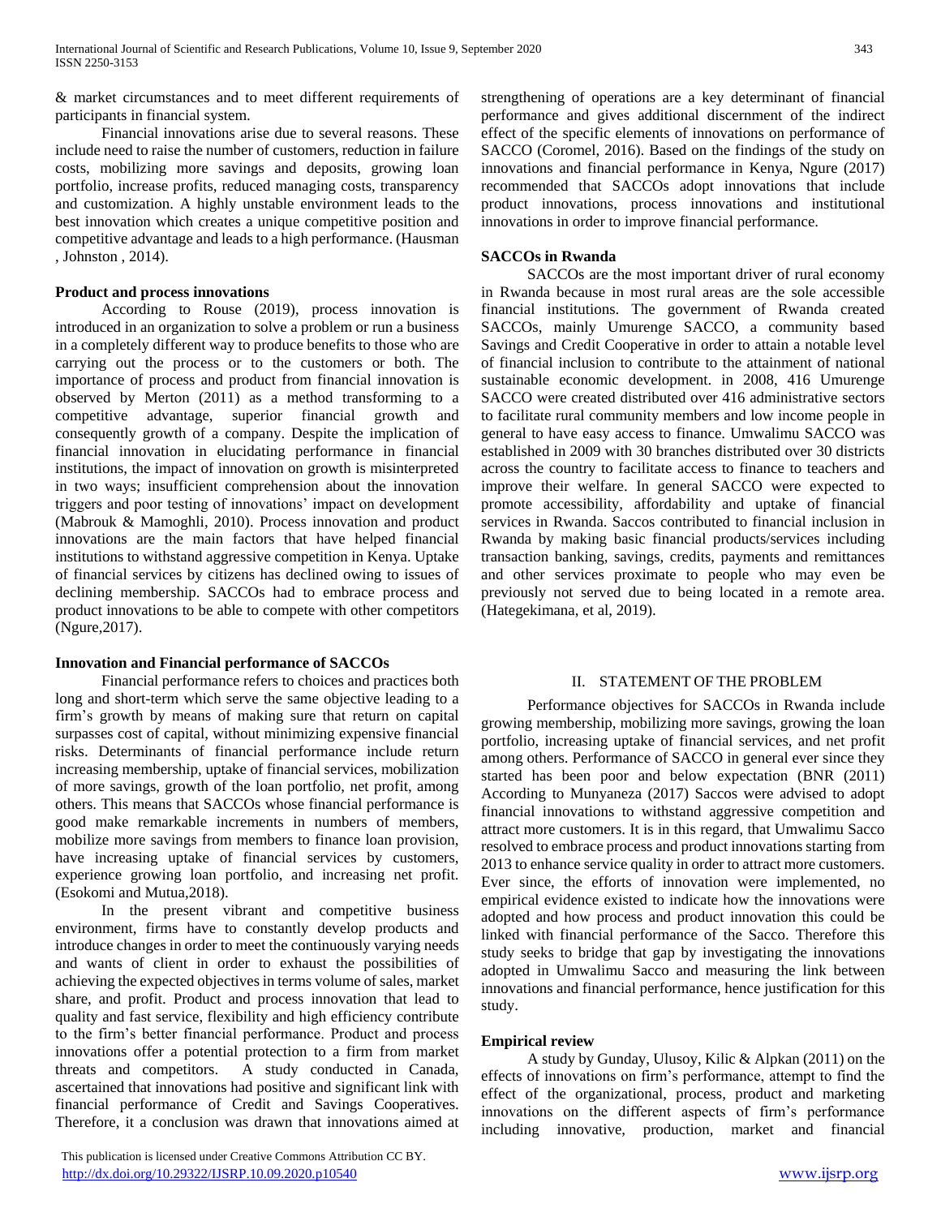& market circumstances and to meet different requirements of participants in financial system.

Financial innovations arise due to several reasons. These include need to raise the number of customers, reduction in failure costs, mobilizing more savings and deposits, growing loan portfolio, increase profits, reduced managing costs, transparency and customization. A highly unstable environment leads to the best innovation which creates a unique competitive position and competitive advantage and leads to a high performance. (Hausman , Johnston , 2014).

**Product and process innovations**

According to Rouse (2019), process innovation is introduced in an organization to solve a problem or run a business in a completely different way to produce benefits to those who are carrying out the process or to the customers or both. The importance of process and product from financial innovation is observed by Merton (2011) as a method transforming to a competitive advantage, superior financial growth and consequently growth of a company. Despite the implication of financial innovation in elucidating performance in financial institutions, the impact of innovation on growth is misinterpreted in two ways; insufficient comprehension about the innovation triggers and poor testing of innovations' impact on development (Mabrouk & Mamoghli, 2010). Process innovation and product innovations are the main factors that have helped financial institutions to withstand aggressive competition in Kenya. Uptake of financial services by citizens has declined owing to issues of declining membership. SACCOs had to embrace process and product innovations to be able to compete with other competitors (Ngure,2017).

**Innovation and Financial performance of SACCOs**

Financial performance refers to choices and practices both long and short-term which serve the same objective leading to a firm's growth by means of making sure that return on capital surpasses cost of capital, without minimizing expensive financial risks. Determinants of financial performance include return increasing membership, uptake of financial services, mobilization of more savings, growth of the loan portfolio, net profit, among others. This means that SACCOs whose financial performance is good make remarkable increments in numbers of members, mobilize more savings from members to finance loan provision, have increasing uptake of financial services by customers, experience growing loan portfolio, and increasing net profit. (Esokomi and Mutua,2018).

In the present vibrant and competitive business environment, firms have to constantly develop products and introduce changes in order to meet the continuously varying needs and wants of client in order to exhaust the possibilities of achieving the expected objectives in terms volume of sales, market share, and profit. Product and process innovation that lead to quality and fast service, flexibility and high efficiency contribute to the firm's better financial performance. Product and process innovations offer a potential protection to a firm from market threats and competitors. A study conducted in Canada, ascertained that innovations had positive and significant link with financial performance of Credit and Savings Cooperatives. Therefore, it a conclusion was drawn that innovations aimed at strengthening of operations are a key determinant of financial performance and gives additional discernment of the indirect effect of the specific elements of innovations on performance of SACCO (Coromel, 2016). Based on the findings of the study on innovations and financial performance in Kenya, Ngure (2017) recommended that SACCOs adopt innovations that include product innovations, process innovations and institutional innovations in order to improve financial performance.

**SACCOs in Rwanda**

SACCOs are the most important driver of rural economy in Rwanda because in most rural areas are the sole accessible financial institutions. The government of Rwanda created SACCOs, mainly Umurenge SACCO, a community based Savings and Credit Cooperative in order to attain a notable level of financial inclusion to contribute to the attainment of national sustainable economic development. in 2008, 416 Umurenge SACCO were created distributed over 416 administrative sectors to facilitate rural community members and low income people in general to have easy access to finance. Umwalimu SACCO was established in 2009 with 30 branches distributed over 30 districts across the country to facilitate access to finance to teachers and improve their welfare. In general SACCO were expected to promote accessibility, affordability and uptake of financial services in Rwanda. Saccos contributed to financial inclusion in Rwanda by making basic financial products/services including transaction banking, savings, credits, payments and remittances and other services proximate to people who may even be previously not served due to being located in a remote area. (Hategekimana, et al, 2019).

## II. STATEMENT OF THE PROBLEM

Performance objectives for SACCOs in Rwanda include growing membership, mobilizing more savings, growing the loan portfolio, increasing uptake of financial services, and net profit among others. Performance of SACCO in general ever since they started has been poor and below expectation (BNR (2011) According to Munyaneza (2017) Saccos were advised to adopt financial innovations to withstand aggressive competition and attract more customers. It is in this regard, that Umwalimu Sacco resolved to embrace process and product innovations starting from 2013 to enhance service quality in order to attract more customers. Ever since, the efforts of innovation were implemented, no empirical evidence existed to indicate how the innovations were adopted and how process and product innovation this could be linked with financial performance of the Sacco. Therefore this study seeks to bridge that gap by investigating the innovations adopted in Umwalimu Sacco and measuring the link between innovations and financial performance, hence justification for this study.

**Empirical review**

A study by Gunday, Ulusoy, Kilic & Alpkan (2011) on the effects of innovations on firm's performance, attempt to find the effect of the organizational, process, product and marketing innovations on the different aspects of firm's performance including innovative, production, market and financial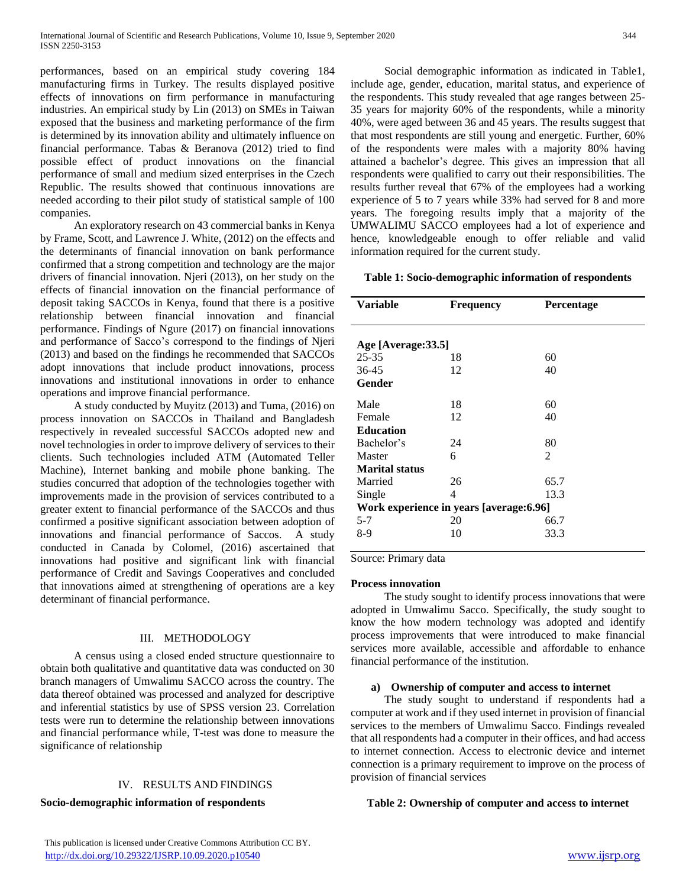performances, based on an empirical study covering 184 manufacturing firms in Turkey. The results displayed positive effects of innovations on firm performance in manufacturing industries. An empirical study by Lin (2013) on SMEs in Taiwan exposed that the business and marketing performance of the firm is determined by its innovation ability and ultimately influence on financial performance. Tabas & Beranova (2012) tried to find possible effect of product innovations on the financial performance of small and medium sized enterprises in the Czech Republic. The results showed that continuous innovations are needed according to their pilot study of statistical sample of 100 companies.

An exploratory research on 43 commercial banks in Kenya by Frame, Scott, and Lawrence J. White, (2012) on the effects and the determinants of financial innovation on bank performance confirmed that a strong competition and technology are the major drivers of financial innovation. Njeri (2013), on her study on the effects of financial innovation on the financial performance of deposit taking SACCOs in Kenya, found that there is a positive relationship between financial innovation and financial performance. Findings of Ngure (2017) on financial innovations and performance of Sacco's correspond to the findings of Njeri (2013) and based on the findings he recommended that SACCOs adopt innovations that include product innovations, process innovations and institutional innovations in order to enhance operations and improve financial performance.

A study conducted by Muyitz (2013) and Tuma, (2016) on process innovation on SACCOs in Thailand and Bangladesh respectively in revealed successful SACCOs adopted new and novel technologies in order to improve delivery of services to their clients. Such technologies included ATM (Automated Teller Machine), Internet banking and mobile phone banking. The studies concurred that adoption of the technologies together with improvements made in the provision of services contributed to a greater extent to financial performance of the SACCOs and thus confirmed a positive significant association between adoption of innovations and financial performance of Saccos. A study conducted in Canada by Colomel, (2016) ascertained that innovations had positive and significant link with financial performance of Credit and Savings Cooperatives and concluded that innovations aimed at strengthening of operations are a key determinant of financial performance.

## III. METHODOLOGY

A census using a closed ended structure questionnaire to obtain both qualitative and quantitative data was conducted on 30 branch managers of Umwalimu SACCO across the country. The data thereof obtained was processed and analyzed for descriptive and inferential statistics by use of SPSS version 23. Correlation tests were run to determine the relationship between innovations and financial performance while, T-test was done to measure the significance of relationship

## IV. RESULTS AND FINDINGS

### Socio-demographic information of respondents

Social demographic information as indicated in Table1, include age, gender, education, marital status, and experience of the respondents. This study revealed that age ranges between 25-35 years for majority 60% of the respondents, while a minority 40%, were aged between 36 and 45 years. The results suggest that that most respondents are still young and energetic. Further, 60% of the respondents were males with a majority 80% having attained a bachelor's degree. This gives an impression that all respondents were qualified to carry out their responsibilities. The results further reveal that 67% of the employees had a working experience of 5 to 7 years while 33% had served for 8 and more years. The foregoing results imply that a majority of the UMWALIMU SACCO employees had a lot of experience and hence, knowledgeable enough to offer reliable and valid information required for the current study.

**Table 1: Socio-demographic information of respondents**

| Variable | Frequency | Percentage |
|---|---|---|
| **Age [Average:33.5]** | | |
| 25-35 | 18 | 60 |
| 36-45 | 12 | 40 |
| **Gender** | | |
| Male | 18 | 60 |
| Female | 12 | 40 |
| **Education** | | |
| Bachelor's | 24 | 80 |
| Master | 6 | 2 |
| **Marital status** | | |
| Married | 26 | 65.7 |
| Single | 4 | 13.3 |
| **Work experience in years [average:6.96]** | | |
| 5-7 | 20 | 66.7 |
| 8-9 | 10 | 33.3 |

Source: Primary data

### Process innovation

The study sought to identify process innovations that were adopted in Umwalimu Sacco. Specifically, the study sought to know the how modern technology was adopted and identify process improvements that were introduced to make financial services more available, accessible and affordable to enhance financial performance of the institution.

#### a) Ownership of computer and access to internet

The study sought to understand if respondents had a computer at work and if they used internet in provision of financial services to the members of Umwalimu Sacco. Findings revealed that all respondents had a computer in their offices, and had access to internet connection. Access to electronic device and internet connection is a primary requirement to improve on the process of provision of financial services

**Table 2: Ownership of computer and access to internet**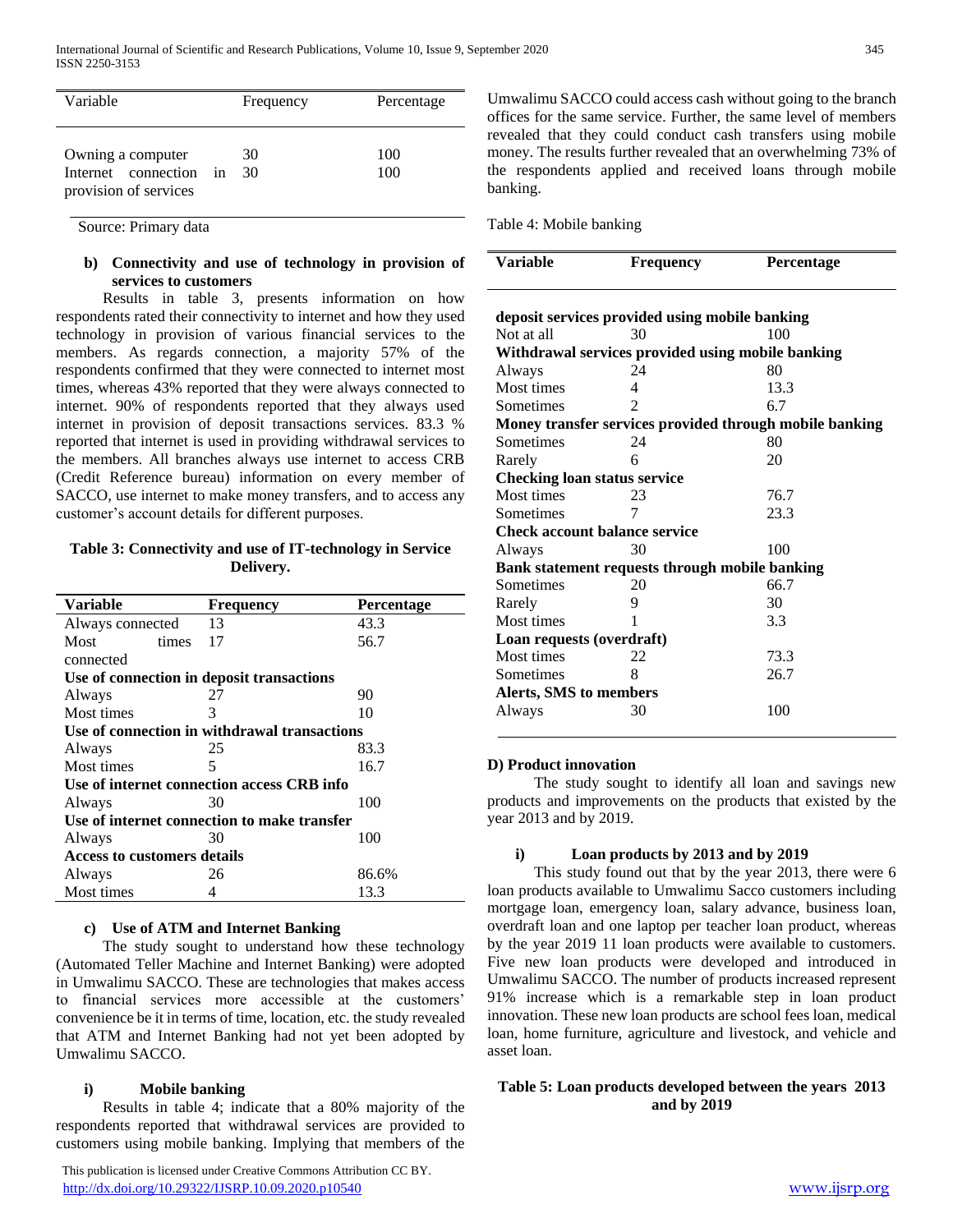| Variable | Frequency | Percentage |
|---|---|---|
| Owning a computer | 30 | 100 |
| Internet connection in provision of services | 30 | 100 |

Source: Primary data

**b) Connectivity and use of technology in provision of services to customers**

Results in table 3, presents information on how respondents rated their connectivity to internet and how they used technology in provision of various financial services to the members. As regards connection, a majority 57% of the respondents confirmed that they were connected to internet most times, whereas 43% reported that they were always connected to internet. 90% of respondents reported that they always used internet in provision of deposit transactions services. 83.3 % reported that internet is used in providing withdrawal services to the members. All branches always use internet to access CRB (Credit Reference bureau) information on every member of SACCO, use internet to make money transfers, and to access any customer's account details for different purposes.

**Table 3: Connectivity and use of IT-technology in Service Delivery.**

| Variable | Frequency | Percentage |
|---|---|---|
| Always connected | 13 | 43.3 |
| Most times connected | 17 | 56.7 |
| **Use of connection in deposit transactions** | | |
| Always | 27 | 90 |
| Most times | 3 | 10 |
| **Use of connection in withdrawal transactions** | | |
| Always | 25 | 83.3 |
| Most times | 5 | 16.7 |
| **Use of internet connection access CRB info** | | |
| Always | 30 | 100 |
| **Use of internet connection to make transfer** | | |
| Always | 30 | 100 |
| **Access to customers details** | | |
| Always | 26 | 86.6% |
| Most times | 4 | 13.3 |

**c) Use of ATM and Internet Banking**

The study sought to understand how these technology (Automated Teller Machine and Internet Banking) were adopted in Umwalimu SACCO. These are technologies that makes access to financial services more accessible at the customers' convenience be it in terms of time, location, etc. the study revealed that ATM and Internet Banking had not yet been adopted by Umwalimu SACCO.

**i) Mobile banking**

Results in table 4; indicate that a 80% majority of the respondents reported that withdrawal services are provided to customers using mobile banking. Implying that members of the Umwalimu SACCO could access cash without going to the branch offices for the same service. Further, the same level of members revealed that they could conduct cash transfers using mobile money. The results further revealed that an overwhelming 73% of the respondents applied and received loans through mobile banking.

Table 4: Mobile banking

| Variable | Frequency | Percentage |
|---|---|---|
| **deposit services provided using mobile banking** | | |
| Not at all | 30 | 100 |
| **Withdrawal services provided using mobile banking** | | |
| Always | 24 | 80 |
| Most times | 4 | 13.3 |
| Sometimes | 2 | 6.7 |
| **Money transfer services provided through mobile banking** | | |
| Sometimes | 24 | 80 |
| Rarely | 6 | 20 |
| **Checking loan status service** | | |
| Most times | 23 | 76.7 |
| Sometimes | 7 | 23.3 |
| **Check account balance service** | | |
| Always | 30 | 100 |
| **Bank statement requests through mobile banking** | | |
| Sometimes | 20 | 66.7 |
| Rarely | 9 | 30 |
| Most times | 1 | 3.3 |
| **Loan requests (overdraft)** | | |
| Most times | 22 | 73.3 |
| Sometimes | 8 | 26.7 |
| **Alerts, SMS to members** | | |
| Always | 30 | 100 |

**D) Product innovation**

The study sought to identify all loan and savings new products and improvements on the products that existed by the year 2013 and by 2019.

**i) Loan products by 2013 and by 2019**

This study found out that by the year 2013, there were 6 loan products available to Umwalimu Sacco customers including mortgage loan, emergency loan, salary advance, business loan, overdraft loan and one laptop per teacher loan product, whereas by the year 2019 11 loan products were available to customers. Five new loan products were developed and introduced in Umwalimu SACCO. The number of products increased represent 91% increase which is a remarkable step in loan product innovation. These new loan products are school fees loan, medical loan, home furniture, agriculture and livestock, and vehicle and asset loan.

**Table 5: Loan products developed between the years 2013 and by 2019**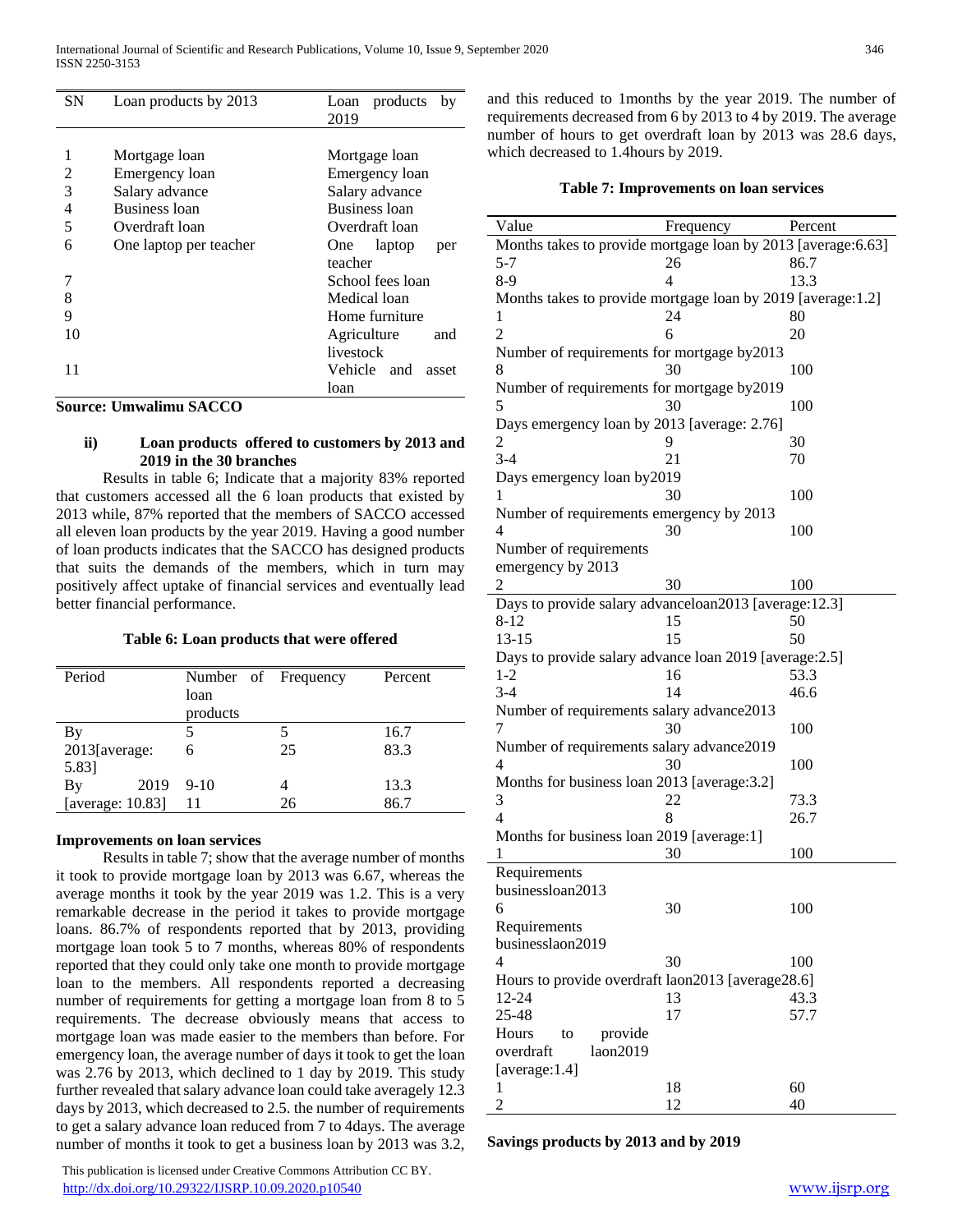| SN | Loan products by 2013 | Loan products by 2019 |
|---|---|---|
| 1 | Mortgage loan | Mortgage loan |
| 2 | Emergency loan | Emergency loan |
| 3 | Salary advance | Salary advance |
| 4 | Business loan | Business loan |
| 5 | Overdraft loan | Overdraft loan |
| 6 | One laptop per teacher | One laptop per teacher |
| 7 | | School fees loan |
| 8 | | Medical loan |
| 9 | | Home furniture |
| 10 | | Agriculture and livestock |
| 11 | | Vehicle and asset loan |

**Source: Umwalimu SACCO**

#### ii) Loan products offered to customers by 2013 and 2019 in the 30 branches

Results in table 6; Indicate that a majority 83% reported that customers accessed all the 6 loan products that existed by 2013 while, 87% reported that the members of SACCO accessed all eleven loan products by the year 2019. Having a good number of loan products indicates that the SACCO has designed products that suits the demands of the members, which in turn may positively affect uptake of financial services and eventually lead better financial performance.

**Table 6: Loan products that were offered**

| Period | Number of loan products | Frequency | Percent |
|---|---|---|---|
| By 2013[average: 5.83] | 5 | 5 | 16.7 |
| | 6 | 25 | 83.3 |
| By 2019 [average: 10.83] | 9-10 | 4 | 13.3 |
| | 11 | 26 | 86.7 |

**Improvements on loan services**

Results in table 7; show that the average number of months it took to provide mortgage loan by 2013 was 6.67, whereas the average months it took by the year 2019 was 1.2. This is a very remarkable decrease in the period it takes to provide mortgage loans. 86.7% of respondents reported that by 2013, providing mortgage loan took 5 to 7 months, whereas 80% of respondents reported that they could only take one month to provide mortgage loan to the members. All respondents reported a decreasing number of requirements for getting a mortgage loan from 8 to 5 requirements. The decrease obviously means that access to mortgage loan was made easier to the members than before. For emergency loan, the average number of days it took to get the loan was 2.76 by 2013, which declined to 1 day by 2019. This study further revealed that salary advance loan could take averagely 12.3 days by 2013, which decreased to 2.5. the number of requirements to get a salary advance loan reduced from 7 to 4days. The average number of months it took to get a business loan by 2013 was 3.2, and this reduced to 1months by the year 2019. The number of requirements decreased from 6 by 2013 to 4 by 2019. The average number of hours to get overdraft loan by 2013 was 28.6 days, which decreased to 1.4hours by 2019.

**Table 7: Improvements on loan services**

| Value | Frequency | Percent |
|---|---|---|
| Months takes to provide mortgage loan by 2013 [average:6.63] | | |
| 5-7 | 26 | 86.7 |
| 8-9 | 4 | 13.3 |
| Months takes to provide mortgage loan by 2019 [average:1.2] | | |
| 1 | 24 | 80 |
| 2 | 6 | 20 |
| Number of requirements for mortgage by2013 | | |
| 8 | 30 | 100 |
| Number of requirements for mortgage by2019 | | |
| 5 | 30 | 100 |
| Days emergency loan by 2013 [average: 2.76] | | |
| 2 | 9 | 30 |
| 3-4 | 21 | 70 |
| Days emergency loan by2019 | | |
| 1 | 30 | 100 |
| Number of requirements emergency by 2013 | | |
| 4 | 30 | 100 |
| Number of requirements emergency by 2013 | | |
| 2 | 30 | 100 |
| Days to provide salary advanceloan2013 [average:12.3] | | |
| 8-12 | 15 | 50 |
| 13-15 | 15 | 50 |
| Days to provide salary advance loan 2019 [average:2.5] | | |
| 1-2 | 16 | 53.3 |
| 3-4 | 14 | 46.6 |
| Number of requirements salary advance2013 | | |
| 7 | 30 | 100 |
| Number of requirements salary advance2019 | | |
| 4 | 30 | 100 |
| Months for business loan 2013 [average:3.2] | | |
| 3 | 22 | 73.3 |
| 4 | 8 | 26.7 |
| Months for business loan 2019 [average:1] | | |
| 1 | 30 | 100 |
| Requirements businessloan2013 | | |
| 6 | 30 | 100 |
| Requirements businesslaon2019 | | |
| 4 | 30 | 100 |
| Hours to provide overdraft laon2013 [average28.6] | | |
| 12-24 | 13 | 43.3 |
| 25-48 | 17 | 57.7 |
| Hours to provide overdraft laon2019 [average:1.4] | | |
| 1 | 18 | 60 |
| 2 | 12 | 40 |

**Savings products by 2013 and by 2019**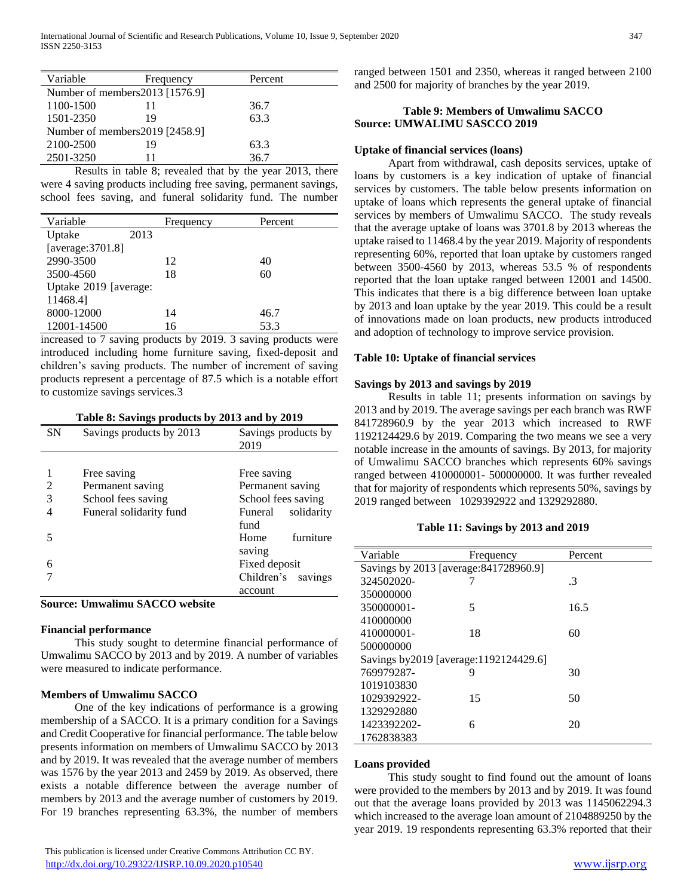| Variable | Frequency | Percent |
|---|---|---|
| Number of members2013 [1576.9] | | |
| 1100-1500 | 11 | 36.7 |
| 1501-2350 | 19 | 63.3 |
| Number of members2019 [2458.9] | | |
| 2100-2500 | 19 | 63.3 |
| 2501-3250 | 11 | 36.7 |

Results in table 8; revealed that by the year 2013, there were 4 saving products including free saving, permanent savings, school fees saving, and funeral solidarity fund. The number increased to 7 saving products by 2019. 3 saving products were introduced including home furniture saving, fixed-deposit and children's saving products. The number of increment of saving products represent a percentage of 87.5 which is a notable effort to customize savings services.3

**Table 8: Savings products by 2013 and by 2019**

| SN | Savings products by 2013 | Savings products by 2019 |
|---|---|---|
| 1 | Free saving | Free saving |
| 2 | Permanent saving | Permanent saving |
| 3 | School fees saving | School fees saving |
| 4 | Funeral solidarity fund | Funeral solidarity fund |
| 5 | | Home furniture saving |
| 6 | | Fixed deposit |
| 7 | | Children's savings account |

**Source: Umwalimu SACCO website**

### Financial performance

This study sought to determine financial performance of Umwalimu SACCO by 2013 and by 2019. A number of variables were measured to indicate performance.

### Members of Umwalimu SACCO

One of the key indications of performance is a growing membership of a SACCO. It is a primary condition for a Savings and Credit Cooperative for financial performance. The table below presents information on members of Umwalimu SACCO by 2013 and by 2019. It was revealed that the average number of members was 1576 by the year 2013 and 2459 by 2019. As observed, there exists a notable difference between the average number of members by 2013 and the average number of customers by 2019. For 19 branches representing 63.3%, the number of members ranged between 1501 and 2350, whereas it ranged between 2100 and 2500 for majority of branches by the year 2019.

**Table 9: Members of Umwalimu SACCO**
**Source: UMWALIMU SASCCO 2019**

### Uptake of financial services (loans)

Apart from withdrawal, cash deposits services, uptake of loans by customers is a key indication of uptake of financial services by customers. The table below presents information on uptake of loans which represents the general uptake of financial services by members of Umwalimu SACCO. The study reveals that the average uptake of loans was 3701.8 by 2013 whereas the uptake raised to 11468.4 by the year 2019. Majority of respondents representing 60%, reported that loan uptake by customers ranged between 3500-4560 by 2013, whereas 53.5 % of respondents reported that the loan uptake ranged between 12001 and 14500. This indicates that there is a big difference between loan uptake by 2013 and loan uptake by the year 2019. This could be a result of innovations made on loan products, new products introduced and adoption of technology to improve service provision.

| Variable | Frequency | Percent |
|---|---|---|
| Uptake 2013 [average:3701.8] | | |
| 2990-3500 | 12 | 40 |
| 3500-4560 | 18 | 60 |
| Uptake 2019 [average: 11468.4] | | |
| 8000-12000 | 14 | 46.7 |
| 12001-14500 | 16 | 53.3 |

**Table 10: Uptake of financial services**

### Savings by 2013 and savings by 2019

Results in table 11; presents information on savings by 2013 and by 2019. The average savings per each branch was RWF 841728960.9 by the year 2013 which increased to RWF 1192124429.6 by 2019. Comparing the two means we see a very notable increase in the amounts of savings. By 2013, for majority of Umwalimu SACCO branches which represents 60% savings ranged between 410000001- 500000000. It was further revealed that for majority of respondents which represents 50%, savings by 2019 ranged between 1029392922 and 1329292880.

**Table 11: Savings by 2013 and 2019**

| Variable | Frequency | Percent |
|---|---|---|
| Savings by 2013 [average:841728960.9] | | |
| 324502020-350000000 | 7 | .3 |
| 350000001-410000000 | 5 | 16.5 |
| 410000001-500000000 | 18 | 60 |
| Savings by2019 [average:1192124429.6] | | |
| 769979287-1019103830 | 9 | 30 |
| 1029392922-1329292880 | 15 | 50 |
| 1423392202-1762838383 | 6 | 20 |

### Loans provided

This study sought to find found out the amount of loans were provided to the members by 2013 and by 2019. It was found out that the average loans provided by 2013 was 1145062294.3 which increased to the average loan amount of 2104889250 by the year 2019. 19 respondents representing 63.3% reported that their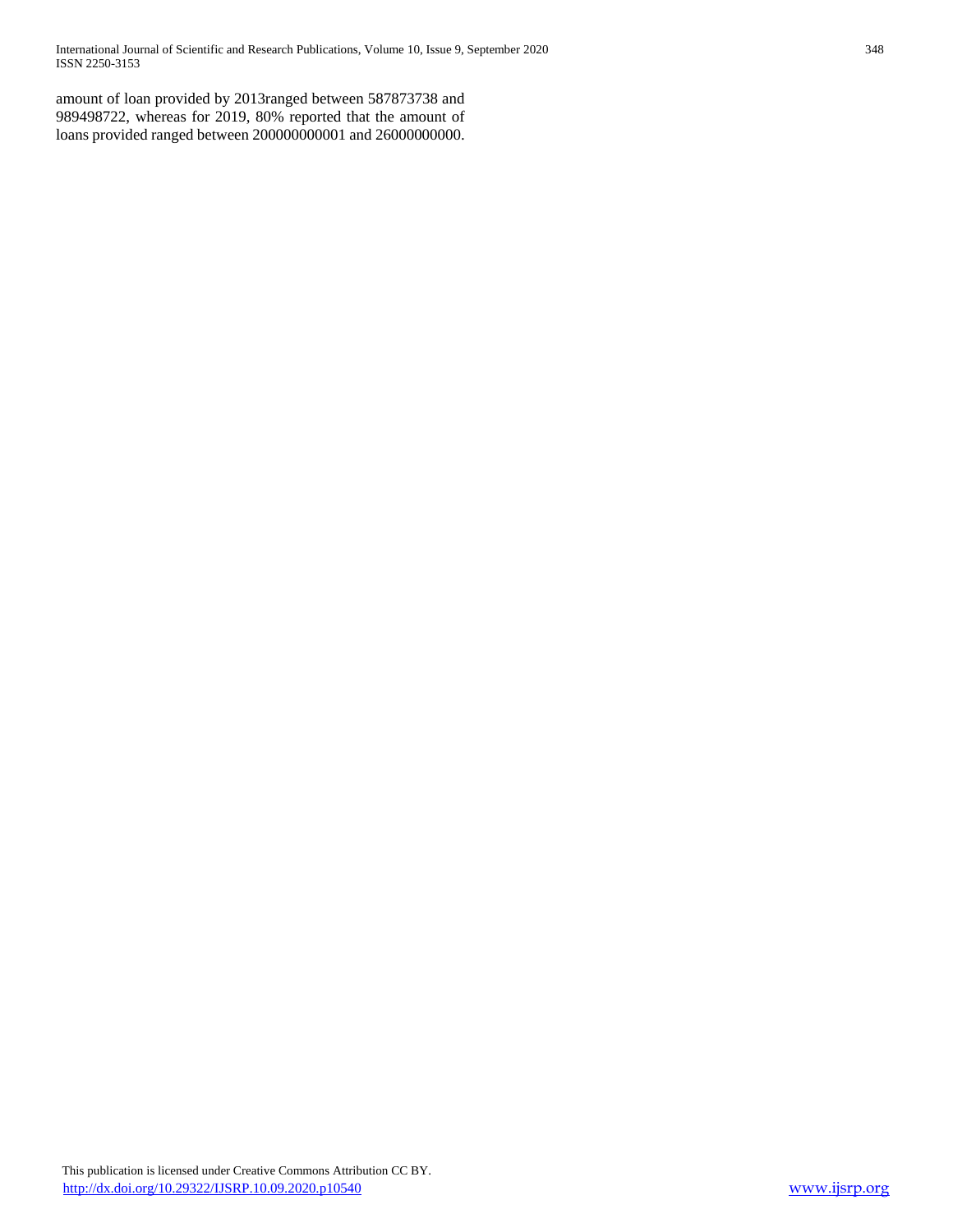amount of loan provided by 2013ranged between 587873738 and 989498722, whereas for 2019, 80% reported that the amount of loans provided ranged between 200000000001 and 26000000000.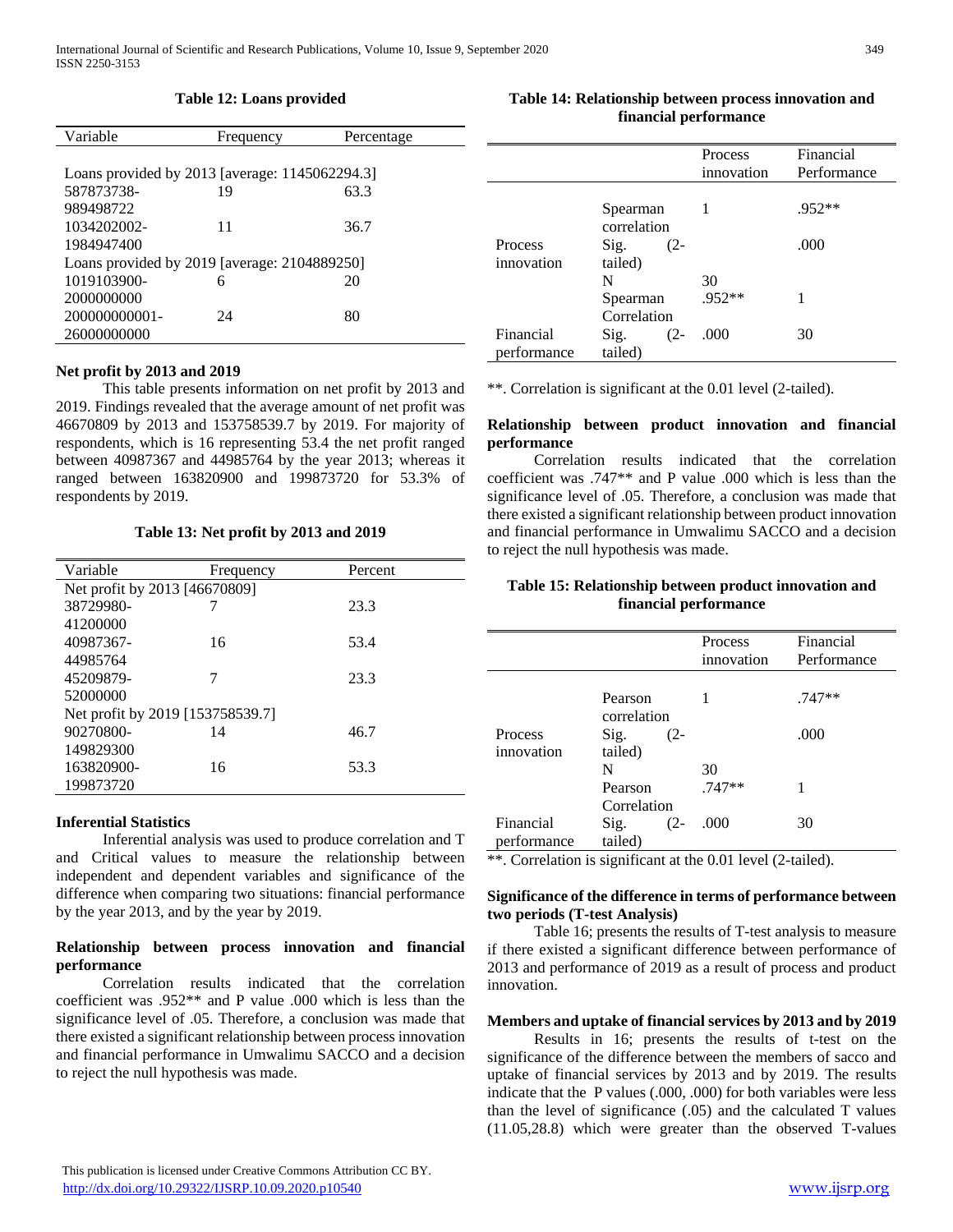**Table 12: Loans provided**

| Variable | Frequency | Percentage |
|---|---|---|
| Loans provided by 2013 [average: 1145062294.3] | | |
| 587873738-989498722 | 19 | 63.3 |
| 1034202002-1984947400 | 11 | 36.7 |
| Loans provided by 2019 [average: 2104889250] | | |
| 1019103900-2000000000 | 6 | 20 |
| 200000000001-26000000000 | 24 | 80 |

**Net profit by 2013 and 2019**

This table presents information on net profit by 2013 and 2019. Findings revealed that the average amount of net profit was 46670809 by 2013 and 153758539.7 by 2019. For majority of respondents, which is 16 representing 53.4 the net profit ranged between 40987367 and 44985764 by the year 2013; whereas it ranged between 163820900 and 199873720 for 53.3% of respondents by 2019.

**Table 13: Net profit by 2013 and 2019**

| Variable | Frequency | Percent |
|---|---|---|
| Net profit by 2013 [46670809] | | |
| 38729980-41200000 | 7 | 23.3 |
| 40987367-44985764 | 16 | 53.4 |
| 45209879-52000000 | 7 | 23.3 |
| Net profit by 2019 [153758539.7] | | |
| 90270800-149829300 | 14 | 46.7 |
| 163820900-199873720 | 16 | 53.3 |

**Inferential Statistics**

Inferential analysis was used to produce correlation and T and Critical values to measure the relationship between independent and dependent variables and significance of the difference when comparing two situations: financial performance by the year 2013, and by the year by 2019.

**Relationship between process innovation and financial performance**

Correlation results indicated that the correlation coefficient was .952** and P value .000 which is less than the significance level of .05. Therefore, a conclusion was made that there existed a significant relationship between process innovation and financial performance in Umwalimu SACCO and a decision to reject the null hypothesis was made.

**Table 14: Relationship between process innovation and financial performance**

| | | Process innovation | Financial Performance |
|---|---|---|---|
| Process innovation | Spearman correlation | 1 | .952** |
| | Sig. (2-tailed) | | .000 |
| | N | 30 | |
| Financial performance | Spearman Correlation | .952** | 1 |
| | Sig. (2-tailed) | .000 | 30 |

**. Correlation is significant at the 0.01 level (2-tailed).

**Relationship between product innovation and financial performance**

Correlation results indicated that the correlation coefficient was .747** and P value .000 which is less than the significance level of .05. Therefore, a conclusion was made that there existed a significant relationship between product innovation and financial performance in Umwalimu SACCO and a decision to reject the null hypothesis was made.

**Table 15: Relationship between product innovation and financial performance**

| | | Process innovation | Financial Performance |
|---|---|---|---|
| Process innovation | Pearson correlation | 1 | .747** |
| | Sig. (2-tailed) | | .000 |
| | N | 30 | |
| Financial performance | Pearson Correlation | .747** | 1 |
| | Sig. (2-tailed) | .000 | 30 |

**. Correlation is significant at the 0.01 level (2-tailed).

**Significance of the difference in terms of performance between two periods (T-test Analysis)**

Table 16; presents the results of T-test analysis to measure if there existed a significant difference between performance of 2013 and performance of 2019 as a result of process and product innovation.

**Members and uptake of financial services by 2013 and by 2019**

Results in 16; presents the results of t-test on the significance of the difference between the members of sacco and uptake of financial services by 2013 and by 2019. The results indicate that the P values (.000, .000) for both variables were less than the level of significance (.05) and the calculated T values (11.05,28.8) which were greater than the observed T-values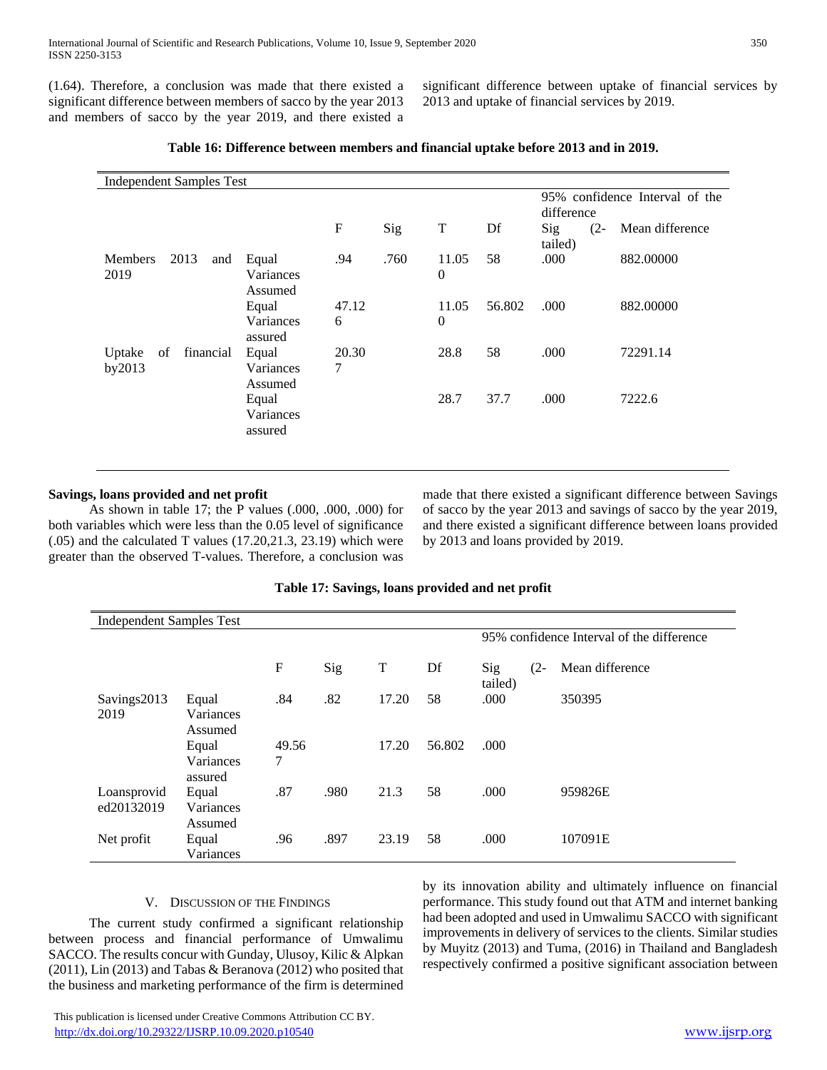(1.64). Therefore, a conclusion was made that there existed a significant difference between members of sacco by the year 2013 and members of sacco by the year 2019, and there existed a significant difference between uptake of financial services by 2013 and uptake of financial services by 2019.

**Table 16: Difference between members and financial uptake before 2013 and in 2019.**

| Independent Samples Test | | | | | | | |
|---|---|---|---|---|---|---|---|
| | | | | | | 95% confidence Interval of the difference | |
| | | F | Sig | T | Df | Sig (2-tailed) | Mean difference |
| Members 2013 and 2019 | Equal Variances Assumed | .94 | .760 | 11.050 | 58 | .000 | 882.00000 |
| | Equal Variances assured | 47.126 | | 11.050 | 56.802 | .000 | 882.00000 |
| Uptake of financial by2013 | Equal Variances Assumed | 20.307 | | 28.8 | 58 | .000 | 72291.14 |
| | Equal Variances assured | | | 28.7 | 37.7 | .000 | 7222.6 |

**Savings, loans provided and net profit**

As shown in table 17; the P values (.000, .000, .000) for both variables which were less than the 0.05 level of significance (.05) and the calculated T values (17.20,21.3, 23.19) which were greater than the observed T-values. Therefore, a conclusion was made that there existed a significant difference between Savings of sacco by the year 2013 and savings of sacco by the year 2019, and there existed a significant difference between loans provided by 2013 and loans provided by 2019.

**Table 17: Savings, loans provided and net profit**

| Independent Samples Test | | | | | | | |
|---|---|---|---|---|---|---|---|
| | | | | | | 95% confidence Interval of the difference | |
| | | F | Sig | T | Df | Sig (2-tailed) | Mean difference |
| Savings2013 2019 | Equal Variances Assumed | .84 | .82 | 17.20 | 58 | .000 | 350395 |
| | Equal Variances assured | 49.567 | | 17.20 | 56.802 | .000 | |
| Loansprovided20132019 | Equal Variances Assumed | .87 | .980 | 21.3 | 58 | .000 | 959826E |
| Net profit | Equal Variances | .96 | .897 | 23.19 | 58 | .000 | 107091E |

## V. Discussion of the Findings

The current study confirmed a significant relationship between process and financial performance of Umwalimu SACCO. The results concur with Gunday, Ulusoy, Kilic & Alpkan (2011), Lin (2013) and Tabas & Beranova (2012) who posited that the business and marketing performance of the firm is determined by its innovation ability and ultimately influence on financial performance. This study found out that ATM and internet banking had been adopted and used in Umwalimu SACCO with significant improvements in delivery of services to the clients. Similar studies by Muyitz (2013) and Tuma, (2016) in Thailand and Bangladesh respectively confirmed a positive significant association between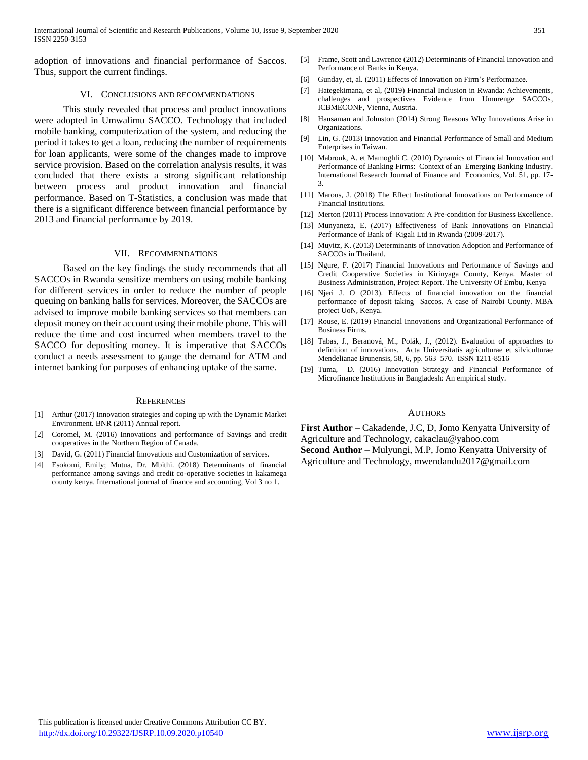adoption of innovations and financial performance of Saccos. Thus, support the current findings.

## VI. Conclusions and Recommendations

This study revealed that process and product innovations were adopted in Umwalimu SACCO. Technology that included mobile banking, computerization of the system, and reducing the period it takes to get a loan, reducing the number of requirements for loan applicants, were some of the changes made to improve service provision. Based on the correlation analysis results, it was concluded that there exists a strong significant relationship between process and product innovation and financial performance. Based on T-Statistics, a conclusion was made that there is a significant difference between financial performance by 2013 and financial performance by 2019.

## VII. Recommendations

Based on the key findings the study recommends that all SACCOs in Rwanda sensitize members on using mobile banking for different services in order to reduce the number of people queuing on banking halls for services. Moreover, the SACCOs are advised to improve mobile banking services so that members can deposit money on their account using their mobile phone. This will reduce the time and cost incurred when members travel to the SACCO for depositing money. It is imperative that SACCOs conduct a needs assessment to gauge the demand for ATM and internet banking for purposes of enhancing uptake of the same.

## References

[1] Arthur (2017) Innovation strategies and coping up with the Dynamic Market Environment. BNR (2011) Annual report.

[2] Coromel, M. (2016) Innovations and performance of Savings and credit cooperatives in the Northern Region of Canada.

[3] David, G. (2011) Financial Innovations and Customization of services.

[4] Esokomi, Emily; Mutua, Dr. Mbithi. (2018) Determinants of financial performance among savings and credit co-operative societies in kakamega county kenya. International journal of finance and accounting, Vol 3 no 1.

[5] Frame, Scott and Lawrence (2012) Determinants of Financial Innovation and Performance of Banks in Kenya.

[6] Gunday, et, al. (2011) Effects of Innovation on Firm's Performance.

[7] Hategekimana, et al, (2019) Financial Inclusion in Rwanda: Achievements, challenges and prospectives Evidence from Umurenge SACCOs, ICBMECONF, Vienna, Austria.

[8] Hausaman and Johnston (2014) Strong Reasons Why Innovations Arise in Organizations.

[9] Lin, G. (2013) Innovation and Financial Performance of Small and Medium Enterprises in Taiwan.

[10] Mabrouk, A. et Mamoghli C. (2010) Dynamics of Financial Innovation and Performance of Banking Firms: Context of an Emerging Banking Industry. International Research Journal of Finance and Economics, Vol. 51, pp. 17-3.

[11] Marous, J. (2018) The Effect Institutional Innovations on Performance of Financial Institutions.

[12] Merton (2011) Process Innovation: A Pre-condition for Business Excellence.

[13] Munyaneza, E. (2017) Effectiveness of Bank Innovations on Financial Performance of Bank of Kigali Ltd in Rwanda (2009-2017).

[14] Muyitz, K. (2013) Determinants of Innovation Adoption and Performance of SACCOs in Thailand.

[15] Ngure, F. (2017) Financial Innovations and Performance of Savings and Credit Cooperative Societies in Kirinyaga County, Kenya. Master of Business Administration, Project Report. The University Of Embu, Kenya

[16] Njeri J. O (2013). Effects of financial innovation on the financial performance of deposit taking Saccos. A case of Nairobi County. MBA project UoN, Kenya.

[17] Rouse, E. (2019) Financial Innovations and Organizational Performance of Business Firms.

[18] Tabas, J., Beranová, M., Polák, J., (2012). Evaluation of approaches to definition of innovations. Acta Universitatis agriculturae et silviculturae Mendelianae Brunensis, 58, 6, pp. 563–570. ISSN 1211-8516

[19] Tuma, D. (2016) Innovation Strategy and Financial Performance of Microfinance Institutions in Bangladesh: An empirical study.

## Authors

**First Author** – Cakadende, J.C, D, Jomo Kenyatta University of Agriculture and Technology, cakaclau@yahoo.com

**Second Author** – Mulyungi, M.P, Jomo Kenyatta University of Agriculture and Technology, mwendandu2017@gmail.com